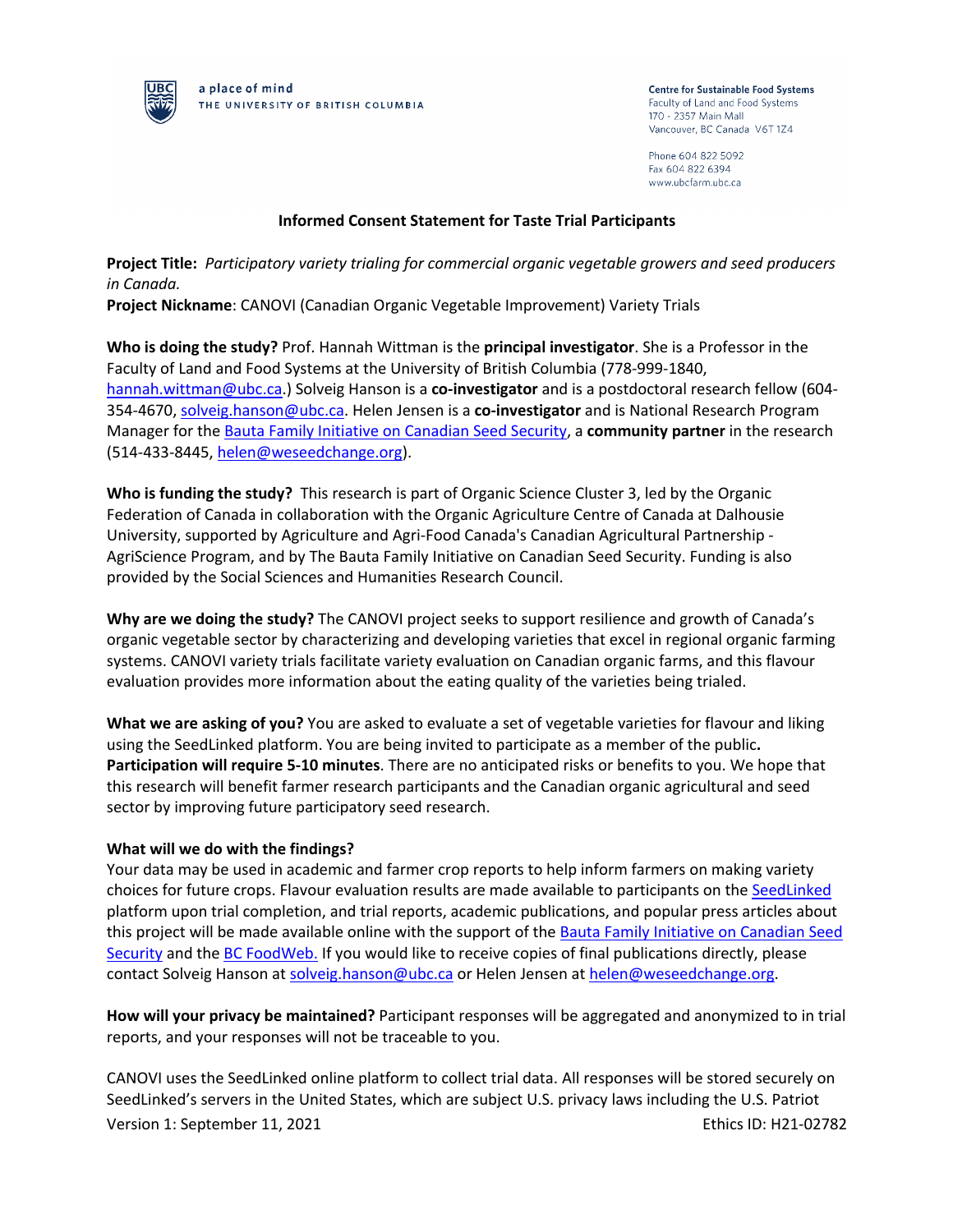a place of mind
THE UNIVERSITY OF BRITISH COLUMBIA

**Centre for Sustainable Food Systems**
Faculty of Land and Food Systems
170 - 2357 Main Mall
Vancouver, BC Canada V6T 1Z4

Phone 604 822 5092
Fax 604 822 6394
www.ubcfarm.ubc.ca

## Informed Consent Statement for Taste Trial Participants

**Project Title:** *Participatory variety trialing for commercial organic vegetable growers and seed producers in Canada.*
**Project Nickname**: CANOVI (Canadian Organic Vegetable Improvement) Variety Trials

**Who is doing the study?** Prof. Hannah Wittman is the **principal investigator**. She is a Professor in the Faculty of Land and Food Systems at the University of British Columbia (778-999-1840, hannah.wittman@ubc.ca.) Solveig Hanson is a **co-investigator** and is a postdoctoral research fellow (604-354-4670, solveig.hanson@ubc.ca. Helen Jensen is a **co-investigator** and is National Research Program Manager for the Bauta Family Initiative on Canadian Seed Security, a **community partner** in the research (514-433-8445, helen@weseedchange.org).

**Who is funding the study?** This research is part of Organic Science Cluster 3, led by the Organic Federation of Canada in collaboration with the Organic Agriculture Centre of Canada at Dalhousie University, supported by Agriculture and Agri-Food Canada's Canadian Agricultural Partnership - AgriScience Program, and by The Bauta Family Initiative on Canadian Seed Security. Funding is also provided by the Social Sciences and Humanities Research Council.

**Why are we doing the study?** The CANOVI project seeks to support resilience and growth of Canada's organic vegetable sector by characterizing and developing varieties that excel in regional organic farming systems. CANOVI variety trials facilitate variety evaluation on Canadian organic farms, and this flavour evaluation provides more information about the eating quality of the varieties being trialed.

**What we are asking of you?** You are asked to evaluate a set of vegetable varieties for flavour and liking using the SeedLinked platform. You are being invited to participate as a member of the public**. Participation will require 5-10 minutes**. There are no anticipated risks or benefits to you. We hope that this research will benefit farmer research participants and the Canadian organic agricultural and seed sector by improving future participatory seed research.

**What will we do with the findings?**
Your data may be used in academic and farmer crop reports to help inform farmers on making variety choices for future crops. Flavour evaluation results are made available to participants on the SeedLinked platform upon trial completion, and trial reports, academic publications, and popular press articles about this project will be made available online with the support of the Bauta Family Initiative on Canadian Seed Security and the BC FoodWeb. If you would like to receive copies of final publications directly, please contact Solveig Hanson at solveig.hanson@ubc.ca or Helen Jensen at helen@weseedchange.org.

**How will your privacy be maintained?** Participant responses will be aggregated and anonymized to in trial reports, and your responses will not be traceable to you.

CANOVI uses the SeedLinked online platform to collect trial data. All responses will be stored securely on SeedLinked's servers in the United States, which are subject U.S. privacy laws including the U.S. Patriot

Version 1: September 11, 2021 Ethics ID: H21-02782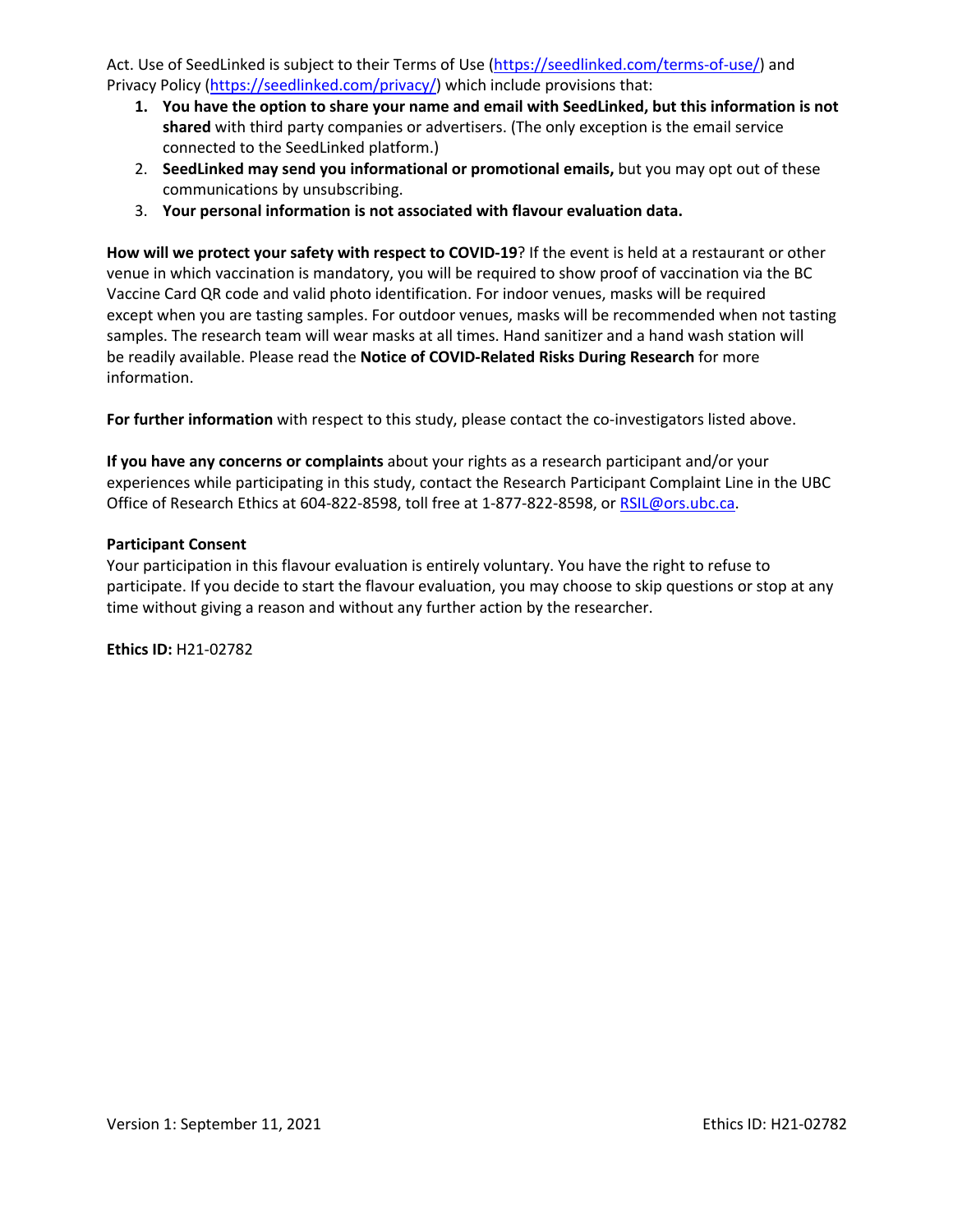Act. Use of SeedLinked is subject to their Terms of Use (https://seedlinked.com/terms-of-use/) and Privacy Policy (https://seedlinked.com/privacy/) which include provisions that:

1. **You have the option to share your name and email with SeedLinked, but this information is not shared** with third party companies or advertisers. (The only exception is the email service connected to the SeedLinked platform.)
2. **SeedLinked may send you informational or promotional emails,** but you may opt out of these communications by unsubscribing.
3. **Your personal information is not associated with flavour evaluation data.**

**How will we protect your safety with respect to COVID-19**? If the event is held at a restaurant or other venue in which vaccination is mandatory, you will be required to show proof of vaccination via the BC Vaccine Card QR code and valid photo identification. For indoor venues, masks will be required except when you are tasting samples. For outdoor venues, masks will be recommended when not tasting samples. The research team will wear masks at all times. Hand sanitizer and a hand wash station will be readily available. Please read the **Notice of COVID-Related Risks During Research** for more information.

**For further information** with respect to this study, please contact the co-investigators listed above.

**If you have any concerns or complaints** about your rights as a research participant and/or your experiences while participating in this study, contact the Research Participant Complaint Line in the UBC Office of Research Ethics at 604-822-8598, toll free at 1-877-822-8598, or RSIL@ors.ubc.ca.

**Participant Consent**

Your participation in this flavour evaluation is entirely voluntary. You have the right to refuse to participate. If you decide to start the flavour evaluation, you may choose to skip questions or stop at any time without giving a reason and without any further action by the researcher.

**Ethics ID:** H21-02782